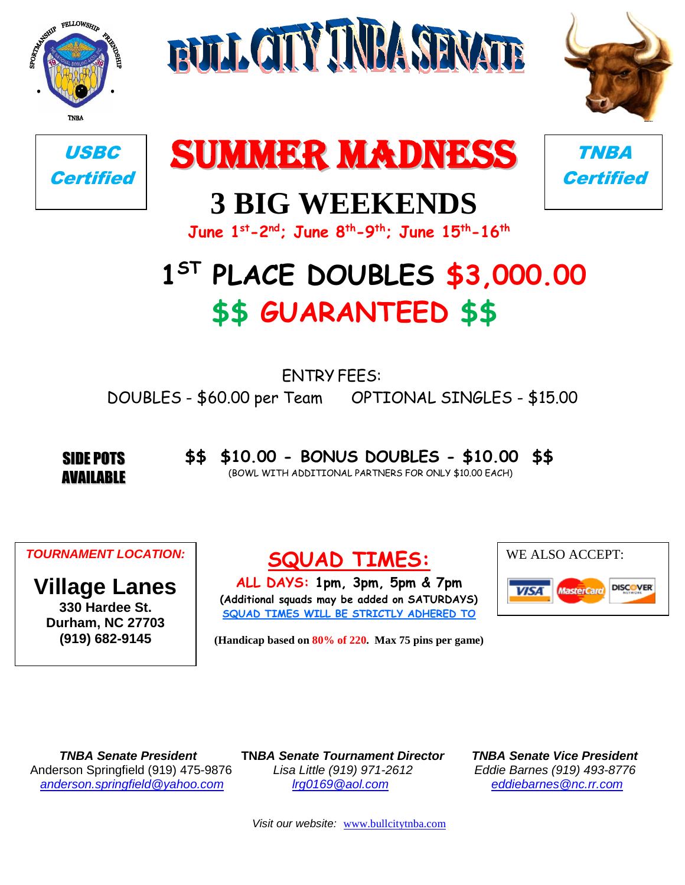# BULL CITY TNBA SENATE

**USBC Certified**

# SUMMER MADNESS

**TNBA Certified**

## 3 BIG WEEKENDS

**June 1st-2nd; June 8th-9th; June 15th-16th**

## 1ST PLACE DOUBLES $3,000.00

## $$ GUARANTEED $$

ENTRY FEES:

DOUBLES - $60.00 per Team     OPTIONAL SINGLES - $15.00

**SIDE POTS AVAILABLE**

**$$ $10.00 - BONUS DOUBLES - $10.00 $$**

(BOWL WITH ADDITIONAL PARTNERS FOR ONLY $10.00 EACH)

***TOURNAMENT LOCATION:***

**Village Lanes**
**330 Hardee St.**
**Durham, NC 27703**
**(919) 682-9145**

## SQUAD TIMES:

**ALL DAYS: 1pm, 3pm, 5pm & 7pm**
**(Additional squads may be added on SATURDAYS)**
SQUAD TIMES WILL BE STRICTLY ADHERED TO

**(Handicap based on 80% of 220. Max 75 pins per game)**

WE ALSO ACCEPT: VISA, MasterCard, DISCOVER

***TNBA Senate President***
Anderson Springfield (919) 475-9876
*anderson.springfield@yahoo.com*

***TNBA Senate Tournament Director***
*Lisa Little (919) 971-2612*
*lrg0169@aol.com*

***TNBA Senate Vice President***
*Eddie Barnes (919) 493-8776*
*eddiebarnes@nc.rr.com*

*Visit our website:* www.bullcitytnba.com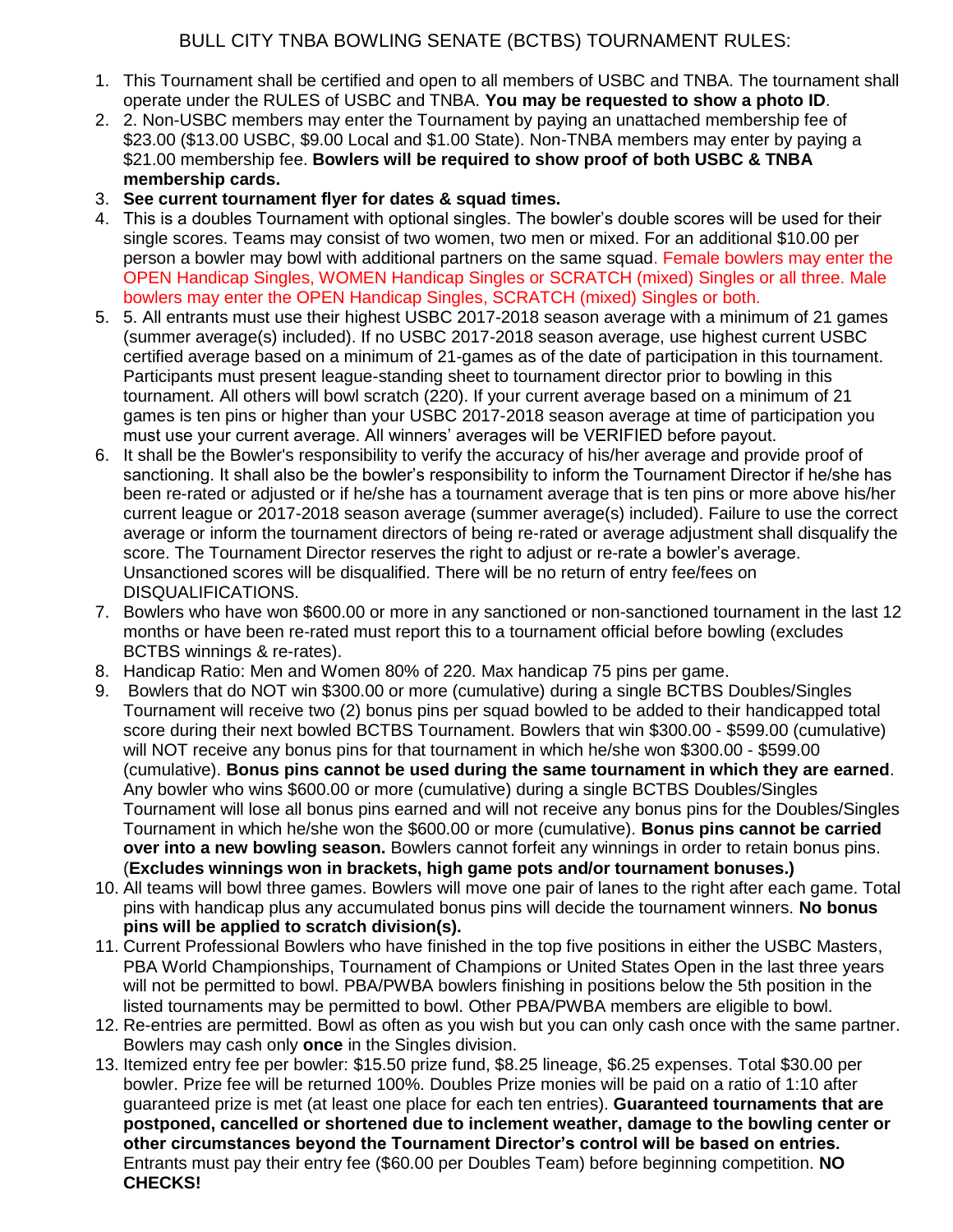BULL CITY TNBA BOWLING SENATE (BCTBS) TOURNAMENT RULES:

1. This Tournament shall be certified and open to all members of USBC and TNBA. The tournament shall operate under the RULES of USBC and TNBA. **You may be requested to show a photo ID**.
2. 2. Non-USBC members may enter the Tournament by paying an unattached membership fee of $23.00 ($13.00 USBC, $9.00 Local and $1.00 State). Non-TNBA members may enter by paying a $21.00 membership fee. **Bowlers will be required to show proof of both USBC & TNBA membership cards.**
3. **See current tournament flyer for dates & squad times.**
4. This is a doubles Tournament with optional singles. The bowler's double scores will be used for their single scores. Teams may consist of two women, two men or mixed. For an additional $10.00 per person a bowler may bowl with additional partners on the same squad. Female bowlers may enter the OPEN Handicap Singles, WOMEN Handicap Singles or SCRATCH (mixed) Singles or all three. Male bowlers may enter the OPEN Handicap Singles, SCRATCH (mixed) Singles or both.
5. 5. All entrants must use their highest USBC 2017-2018 season average with a minimum of 21 games (summer average(s) included). If no USBC 2017-2018 season average, use highest current USBC certified average based on a minimum of 21-games as of the date of participation in this tournament. Participants must present league-standing sheet to tournament director prior to bowling in this tournament. All others will bowl scratch (220). If your current average based on a minimum of 21 games is ten pins or higher than your USBC 2017-2018 season average at time of participation you must use your current average. All winners' averages will be VERIFIED before payout.
6. It shall be the Bowler's responsibility to verify the accuracy of his/her average and provide proof of sanctioning. It shall also be the bowler's responsibility to inform the Tournament Director if he/she has been re-rated or adjusted or if he/she has a tournament average that is ten pins or more above his/her current league or 2017-2018 season average (summer average(s) included). Failure to use the correct average or inform the tournament directors of being re-rated or average adjustment shall disqualify the score. The Tournament Director reserves the right to adjust or re-rate a bowler's average. Unsanctioned scores will be disqualified. There will be no return of entry fee/fees on DISQUALIFICATIONS.
7. Bowlers who have won $600.00 or more in any sanctioned or non-sanctioned tournament in the last 12 months or have been re-rated must report this to a tournament official before bowling (excludes BCTBS winnings & re-rates).
8. Handicap Ratio: Men and Women 80% of 220. Max handicap 75 pins per game.
9. Bowlers that do NOT win $300.00 or more (cumulative) during a single BCTBS Doubles/Singles Tournament will receive two (2) bonus pins per squad bowled to be added to their handicapped total score during their next bowled BCTBS Tournament. Bowlers that win $300.00 - $599.00 (cumulative) will NOT receive any bonus pins for that tournament in which he/she won $300.00 - $599.00 (cumulative). **Bonus pins cannot be used during the same tournament in which they are earned**. Any bowler who wins $600.00 or more (cumulative) during a single BCTBS Doubles/Singles Tournament will lose all bonus pins earned and will not receive any bonus pins for the Doubles/Singles Tournament in which he/she won the $600.00 or more (cumulative). **Bonus pins cannot be carried over into a new bowling season.** Bowlers cannot forfeit any winnings in order to retain bonus pins. (**Excludes winnings won in brackets, high game pots and/or tournament bonuses.)**
10. All teams will bowl three games. Bowlers will move one pair of lanes to the right after each game. Total pins with handicap plus any accumulated bonus pins will decide the tournament winners. **No bonus pins will be applied to scratch division(s).**
11. Current Professional Bowlers who have finished in the top five positions in either the USBC Masters, PBA World Championships, Tournament of Champions or United States Open in the last three years will not be permitted to bowl. PBA/PWBA bowlers finishing in positions below the 5th position in the listed tournaments may be permitted to bowl. Other PBA/PWBA members are eligible to bowl.
12. Re-entries are permitted. Bowl as often as you wish but you can only cash once with the same partner. Bowlers may cash only **once** in the Singles division.
13. Itemized entry fee per bowler: $15.50 prize fund, $8.25 lineage, $6.25 expenses. Total $30.00 per bowler. Prize fee will be returned 100%. Doubles Prize monies will be paid on a ratio of 1:10 after guaranteed prize is met (at least one place for each ten entries). **Guaranteed tournaments that are postponed, cancelled or shortened due to inclement weather, damage to the bowling center or other circumstances beyond the Tournament Director's control will be based on entries.** Entrants must pay their entry fee ($60.00 per Doubles Team) before beginning competition. **NO CHECKS!**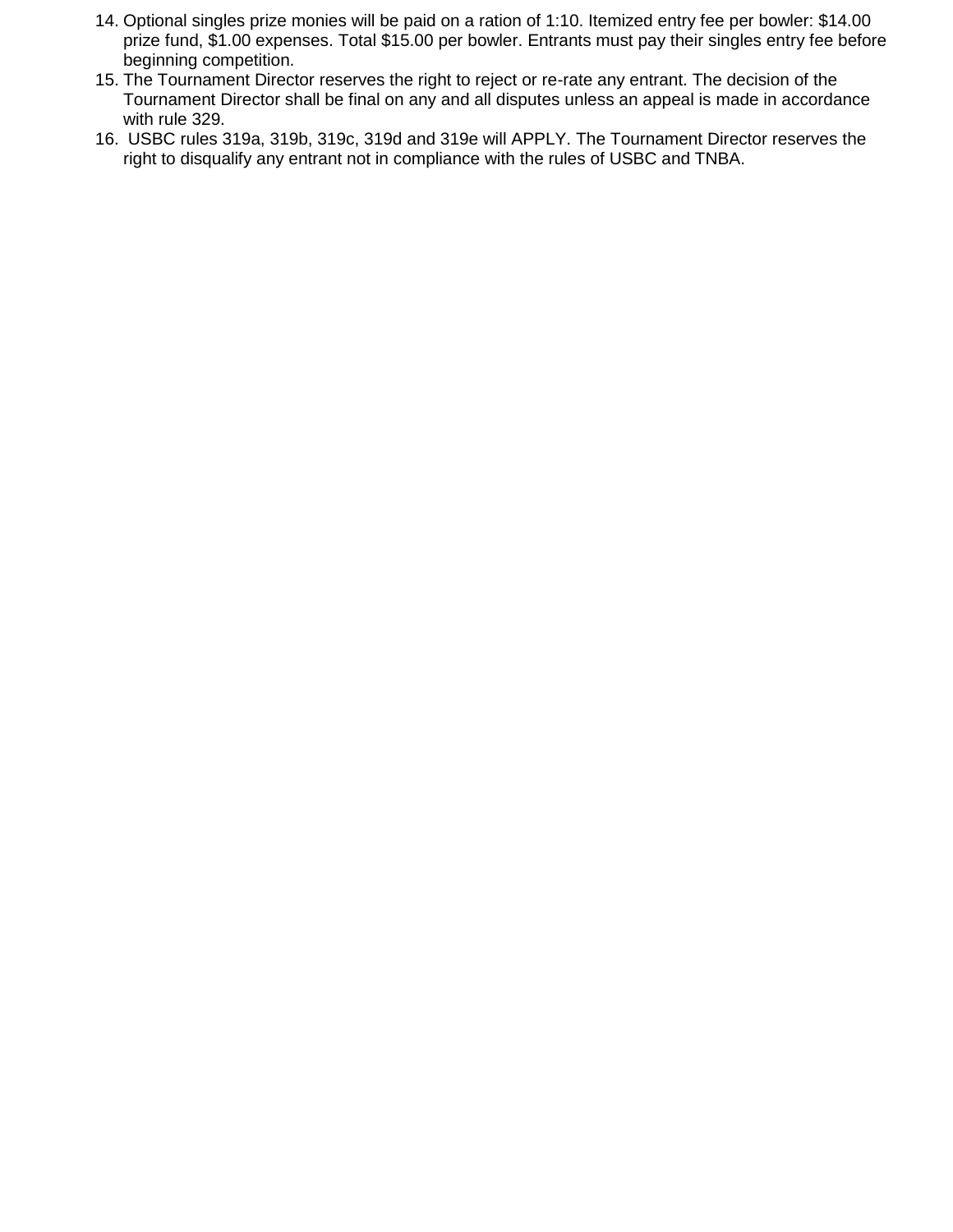14. Optional singles prize monies will be paid on a ration of 1:10. Itemized entry fee per bowler: $14.00 prize fund, $1.00 expenses. Total $15.00 per bowler. Entrants must pay their singles entry fee before beginning competition.
15. The Tournament Director reserves the right to reject or re-rate any entrant. The decision of the Tournament Director shall be final on any and all disputes unless an appeal is made in accordance with rule 329.
16. USBC rules 319a, 319b, 319c, 319d and 319e will APPLY. The Tournament Director reserves the right to disqualify any entrant not in compliance with the rules of USBC and TNBA.